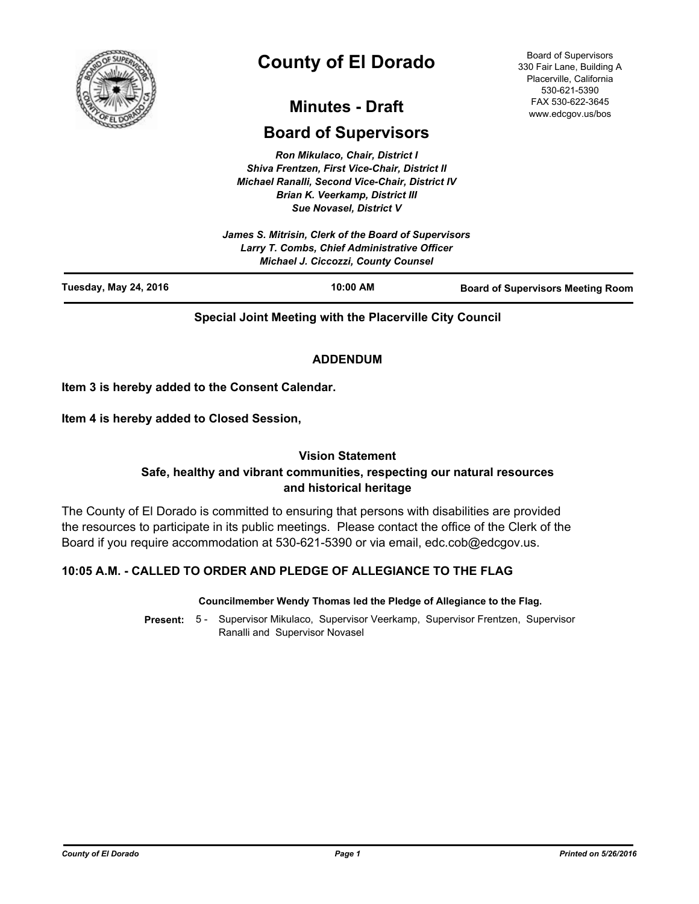# County of El Dorado

## Minutes - Draft

## Board of Supervisors

Board of Supervisors
330 Fair Lane, Building A
Placerville, California
530-621-5390
FAX 530-622-3645
www.edcgov.us/bos

*Ron Mikulaco, Chair, District I*
*Shiva Frentzen, First Vice-Chair, District II*
*Michael Ranalli, Second Vice-Chair, District IV*
*Brian K. Veerkamp, District III*
*Sue Novasel, District V*

*James S. Mitrisin, Clerk of the Board of Supervisors*
*Larry T. Combs, Chief Administrative Officer*
*Michael J. Ciccozzi, County Counsel*

**Tuesday, May 24, 2016** | **10:00 AM** | **Board of Supervisors Meeting Room**

**Special Joint Meeting with the Placerville City Council**

**ADDENDUM**

**Item 3 is hereby added to the Consent Calendar.**

**Item 4 is hereby added to Closed Session,**

**Vision Statement**
**Safe, healthy and vibrant communities, respecting our natural resources and historical heritage**

The County of El Dorado is committed to ensuring that persons with disabilities are provided the resources to participate in its public meetings. Please contact the office of the Clerk of the Board if you require accommodation at 530-621-5390 or via email, edc.cob@edcgov.us.

### 10:05 A.M. - CALLED TO ORDER AND PLEDGE OF ALLEGIANCE TO THE FLAG

**Councilmember Wendy Thomas led the Pledge of Allegiance to the Flag.**

**Present:** 5 - Supervisor Mikulaco, Supervisor Veerkamp, Supervisor Frentzen, Supervisor Ranalli and Supervisor Novasel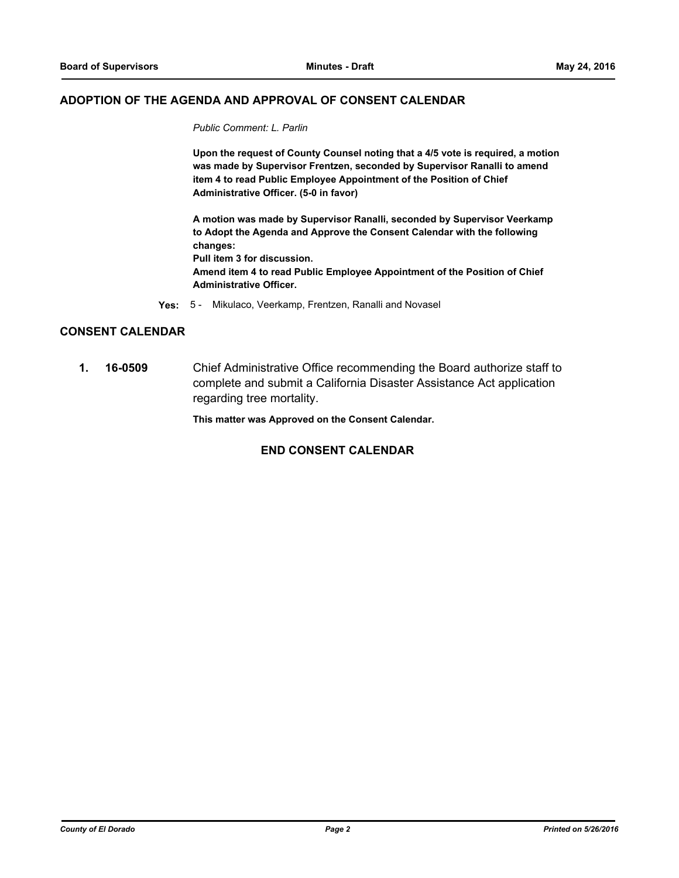## ADOPTION OF THE AGENDA AND APPROVAL OF CONSENT CALENDAR

*Public Comment: L. Parlin*

**Upon the request of County Counsel noting that a 4/5 vote is required, a motion was made by Supervisor Frentzen, seconded by Supervisor Ranalli to amend item 4 to read Public Employee Appointment of the Position of Chief Administrative Officer. (5-0 in favor)**

**A motion was made by Supervisor Ranalli, seconded by Supervisor Veerkamp to Adopt the Agenda and Approve the Consent Calendar with the following changes:**
**Pull item 3 for discussion.**
**Amend item 4 to read Public Employee Appointment of the Position of Chief Administrative Officer.**

**Yes:** 5 - Mikulaco, Veerkamp, Frentzen, Ranalli and Novasel

## CONSENT CALENDAR

**1. 16-0509** Chief Administrative Office recommending the Board authorize staff to complete and submit a California Disaster Assistance Act application regarding tree mortality.

**This matter was Approved on the Consent Calendar.**

### END CONSENT CALENDAR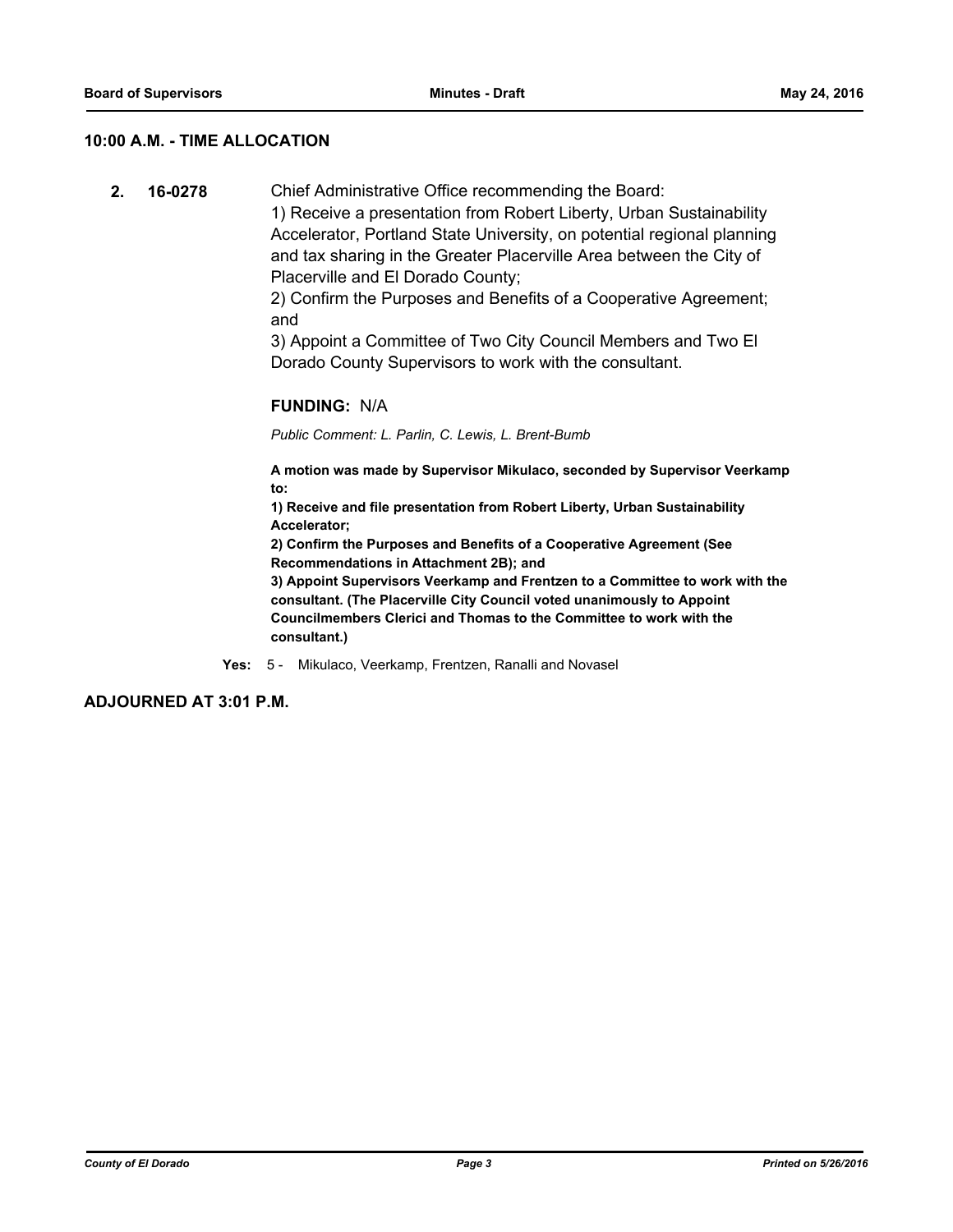## 10:00 A.M. - TIME ALLOCATION

**2. 16-0278**

Chief Administrative Office recommending the Board:
1) Receive a presentation from Robert Liberty, Urban Sustainability Accelerator, Portland State University, on potential regional planning and tax sharing in the Greater Placerville Area between the City of Placerville and El Dorado County;
2) Confirm the Purposes and Benefits of a Cooperative Agreement; and
3) Appoint a Committee of Two City Council Members and Two El Dorado County Supervisors to work with the consultant.

**FUNDING:** N/A

*Public Comment: L. Parlin, C. Lewis, L. Brent-Bumb*

**A motion was made by Supervisor Mikulaco, seconded by Supervisor Veerkamp to:**
**1) Receive and file presentation from Robert Liberty, Urban Sustainability Accelerator;**
**2) Confirm the Purposes and Benefits of a Cooperative Agreement (See Recommendations in Attachment 2B); and**
**3) Appoint Supervisors Veerkamp and Frentzen to a Committee to work with the consultant. (The Placerville City Council voted unanimously to Appoint Councilmembers Clerici and Thomas to the Committee to work with the consultant.)**

**Yes:** 5 - Mikulaco, Veerkamp, Frentzen, Ranalli and Novasel

## ADJOURNED AT 3:01 P.M.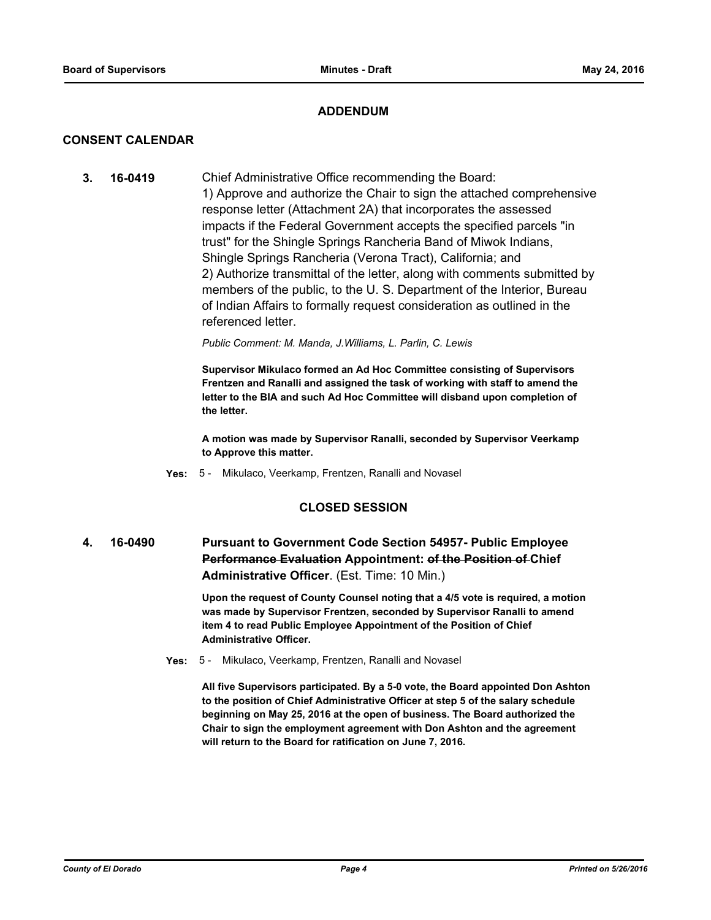## ADDENDUM

## CONSENT CALENDAR

**3. 16-0419** Chief Administrative Office recommending the Board:
1) Approve and authorize the Chair to sign the attached comprehensive response letter (Attachment 2A) that incorporates the assessed impacts if the Federal Government accepts the specified parcels "in trust" for the Shingle Springs Rancheria Band of Miwok Indians, Shingle Springs Rancheria (Verona Tract), California; and
2) Authorize transmittal of the letter, along with comments submitted by members of the public, to the U. S. Department of the Interior, Bureau of Indian Affairs to formally request consideration as outlined in the referenced letter.

*Public Comment: M. Manda, J.Williams, L. Parlin, C. Lewis*

**Supervisor Mikulaco formed an Ad Hoc Committee consisting of Supervisors Frentzen and Ranalli and assigned the task of working with staff to amend the letter to the BIA and such Ad Hoc Committee will disband upon completion of the letter.**

**A motion was made by Supervisor Ranalli, seconded by Supervisor Veerkamp to Approve this matter.**

**Yes:** 5 - Mikulaco, Veerkamp, Frentzen, Ranalli and Novasel

## CLOSED SESSION

**4. 16-0490** **Pursuant to Government Code Section 54957- Public Employee ~~Performance Evaluation~~ Appointment: ~~of the Position of~~ Chief Administrative Officer**. (Est. Time: 10 Min.)

**Upon the request of County Counsel noting that a 4/5 vote is required, a motion was made by Supervisor Frentzen, seconded by Supervisor Ranalli to amend item 4 to read Public Employee Appointment of the Position of Chief Administrative Officer.**

**Yes:** 5 - Mikulaco, Veerkamp, Frentzen, Ranalli and Novasel

**All five Supervisors participated. By a 5-0 vote, the Board appointed Don Ashton to the position of Chief Administrative Officer at step 5 of the salary schedule beginning on May 25, 2016 at the open of business. The Board authorized the Chair to sign the employment agreement with Don Ashton and the agreement will return to the Board for ratification on June 7, 2016.**